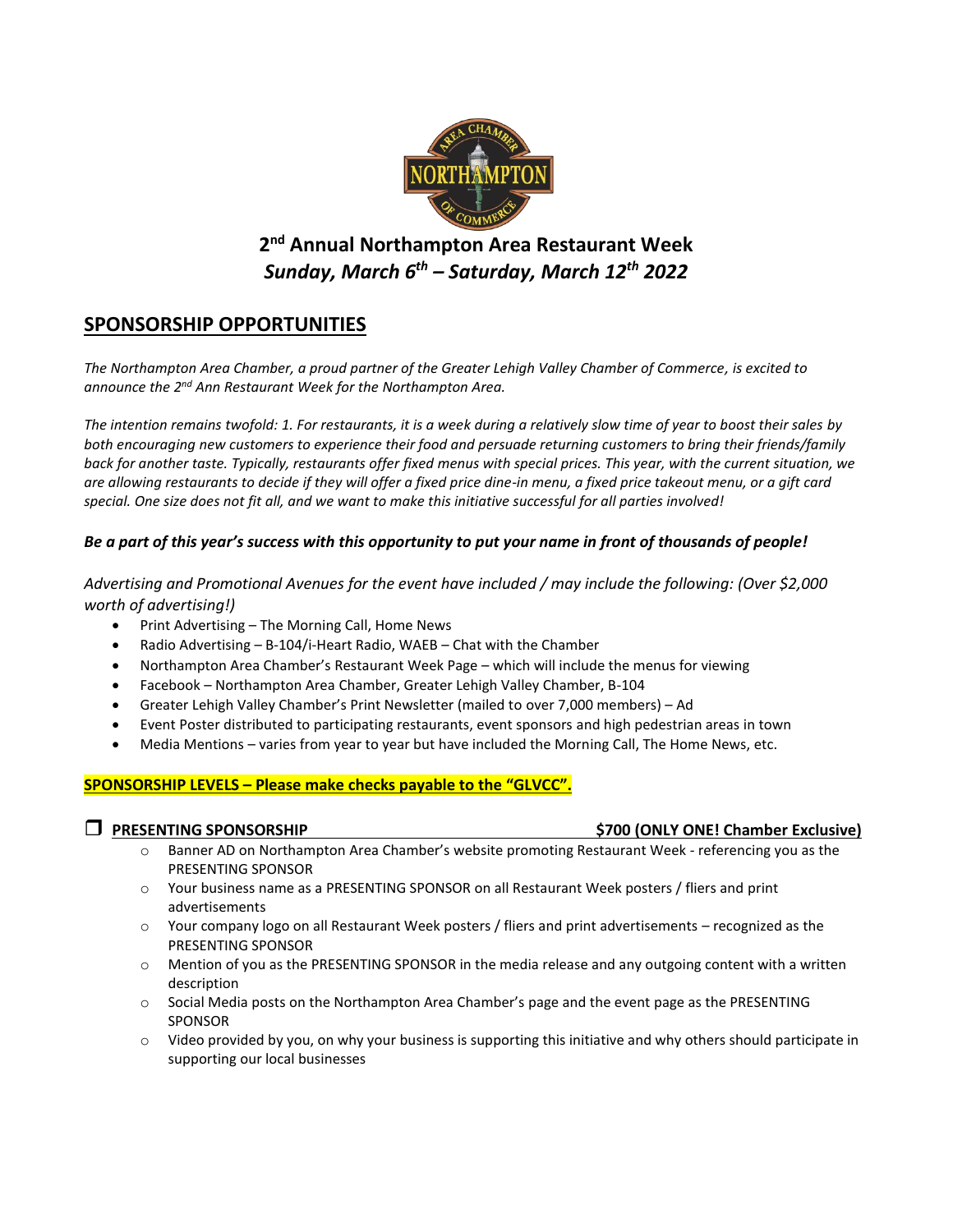# 2nd Annual Northampton Area Restaurant Week

## *Sunday, March 6th – Saturday, March 12th 2022*

## SPONSORSHIP OPPORTUNITIES

*The Northampton Area Chamber, a proud partner of the Greater Lehigh Valley Chamber of Commerce, is excited to announce the 2nd Ann Restaurant Week for the Northampton Area.*

*The intention remains twofold: 1. For restaurants, it is a week during a relatively slow time of year to boost their sales by both encouraging new customers to experience their food and persuade returning customers to bring their friends/family back for another taste. Typically, restaurants offer fixed menus with special prices. This year, with the current situation, we are allowing restaurants to decide if they will offer a fixed price dine-in menu, a fixed price takeout menu, or a gift card special. One size does not fit all, and we want to make this initiative successful for all parties involved!*

***Be a part of this year's success with this opportunity to put your name in front of thousands of people!***

*Advertising and Promotional Avenues for the event have included / may include the following: (Over $2,000 worth of advertising!)*

- Print Advertising – The Morning Call, Home News
- Radio Advertising – B-104/i-Heart Radio, WAEB – Chat with the Chamber
- Northampton Area Chamber's Restaurant Week Page – which will include the menus for viewing
- Facebook – Northampton Area Chamber, Greater Lehigh Valley Chamber, B-104
- Greater Lehigh Valley Chamber's Print Newsletter (mailed to over 7,000 members) – Ad
- Event Poster distributed to participating restaurants, event sponsors and high pedestrian areas in town
- Media Mentions – varies from year to year but have included the Morning Call, The Home News, etc.

**SPONSORSHIP LEVELS – Please make checks payable to the "GLVCC".**

❒ **PRESENTING SPONSORSHIP** **$700 (ONLY ONE! Chamber Exclusive)**

- Banner AD on Northampton Area Chamber's website promoting Restaurant Week - referencing you as the PRESENTING SPONSOR
- Your business name as a PRESENTING SPONSOR on all Restaurant Week posters / fliers and print advertisements
- Your company logo on all Restaurant Week posters / fliers and print advertisements – recognized as the PRESENTING SPONSOR
- Mention of you as the PRESENTING SPONSOR in the media release and any outgoing content with a written description
- Social Media posts on the Northampton Area Chamber's page and the event page as the PRESENTING SPONSOR
- Video provided by you, on why your business is supporting this initiative and why others should participate in supporting our local businesses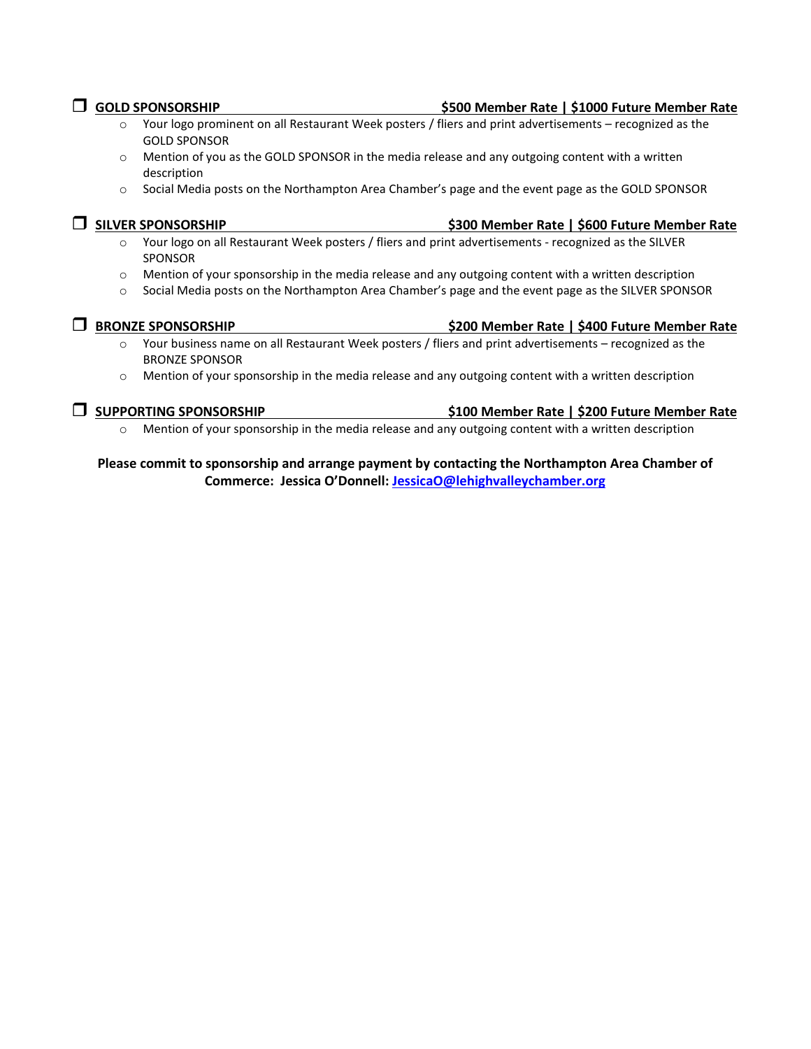❒ **GOLD SPONSORSHIP** **$500 Member Rate | $1000 Future Member Rate**

- Your logo prominent on all Restaurant Week posters / fliers and print advertisements – recognized as the GOLD SPONSOR
- Mention of you as the GOLD SPONSOR in the media release and any outgoing content with a written description
- Social Media posts on the Northampton Area Chamber's page and the event page as the GOLD SPONSOR

❒ **SILVER SPONSORSHIP** **$300 Member Rate | $600 Future Member Rate**

- Your logo on all Restaurant Week posters / fliers and print advertisements - recognized as the SILVER SPONSOR
- Mention of your sponsorship in the media release and any outgoing content with a written description
- Social Media posts on the Northampton Area Chamber's page and the event page as the SILVER SPONSOR

❒ **BRONZE SPONSORSHIP** **$200 Member Rate | $400 Future Member Rate**

- Your business name on all Restaurant Week posters / fliers and print advertisements – recognized as the BRONZE SPONSOR
- Mention of your sponsorship in the media release and any outgoing content with a written description

❒ **SUPPORTING SPONSORSHIP** **$100 Member Rate | $200 Future Member Rate**

- Mention of your sponsorship in the media release and any outgoing content with a written description

**Please commit to sponsorship and arrange payment by contacting the Northampton Area Chamber of Commerce: Jessica O'Donnell: JessicaO@lehighvalleychamber.org**